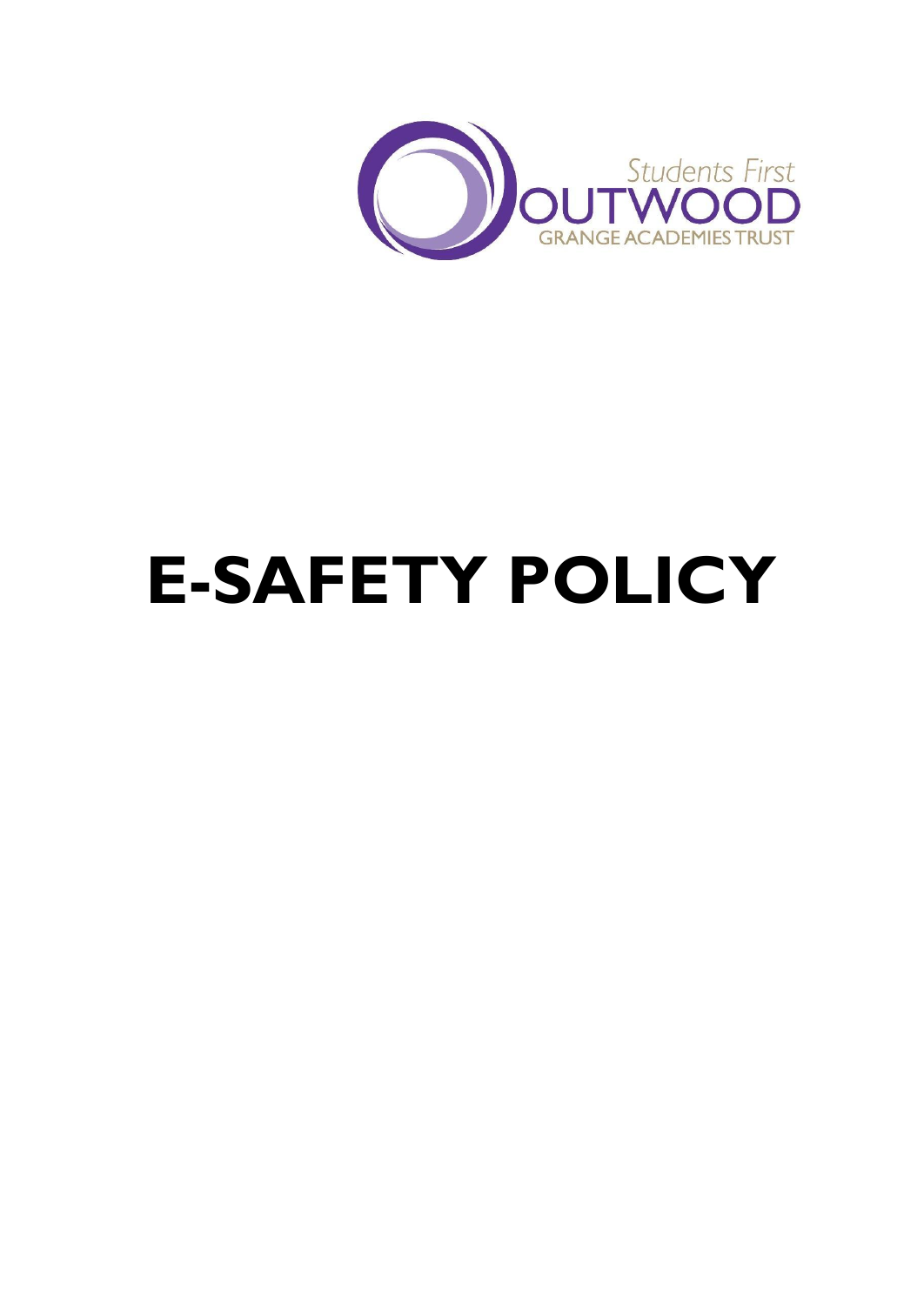Students First
OUTWOOD
GRANGE ACADEMIES TRUST

# E-SAFETY POLICY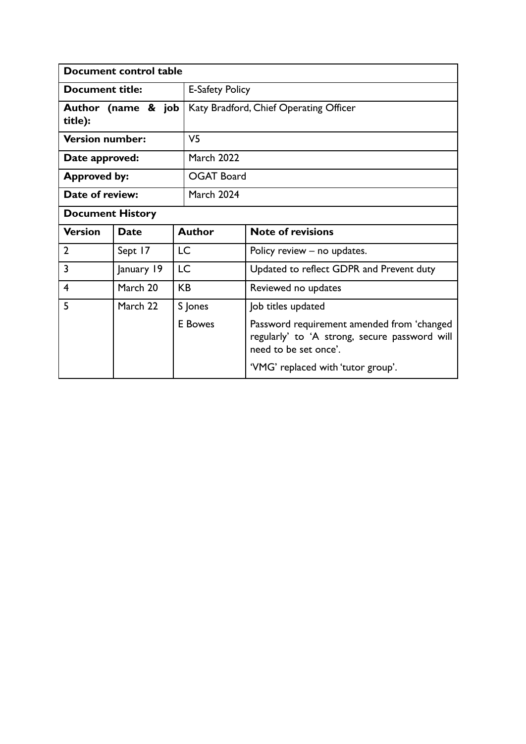| **Document control table** | |
|---|---|
| **Document title:** | E-Safety Policy |
| **Author (name & job title):** | Katy Bradford, Chief Operating Officer |
| **Version number:** | V5 |
| **Date approved:** | March 2022 |
| **Approved by:** | OGAT Board |
| **Date of review:** | March 2024 |

**Document History**

| **Version** | **Date** | **Author** | **Note of revisions** |
|---|---|---|---|
| 2 | Sept 17 | LC | Policy review – no updates. |
| 3 | January 19 | LC | Updated to reflect GDPR and Prevent duty |
| 4 | March 20 | KB | Reviewed no updates |
| 5 | March 22 | S Jones<br>E Bowes | Job titles updated<br>Password requirement amended from 'changed regularly' to 'A strong, secure password will need to be set once'.<br>'VMG' replaced with 'tutor group'. |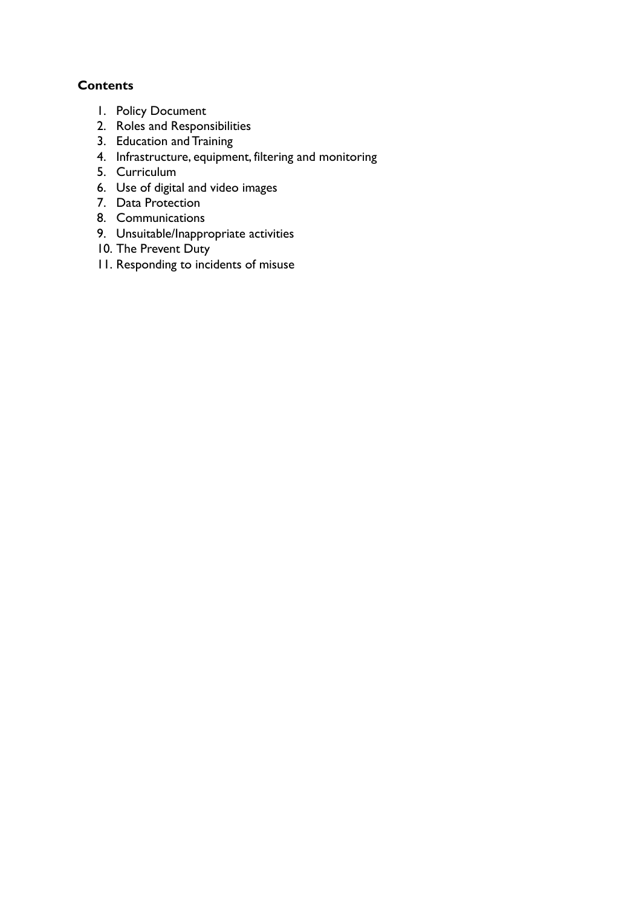**Contents**

1. Policy Document
2. Roles and Responsibilities
3. Education and Training
4. Infrastructure, equipment, filtering and monitoring
5. Curriculum
6. Use of digital and video images
7. Data Protection
8. Communications
9. Unsuitable/Inappropriate activities
10. The Prevent Duty
11. Responding to incidents of misuse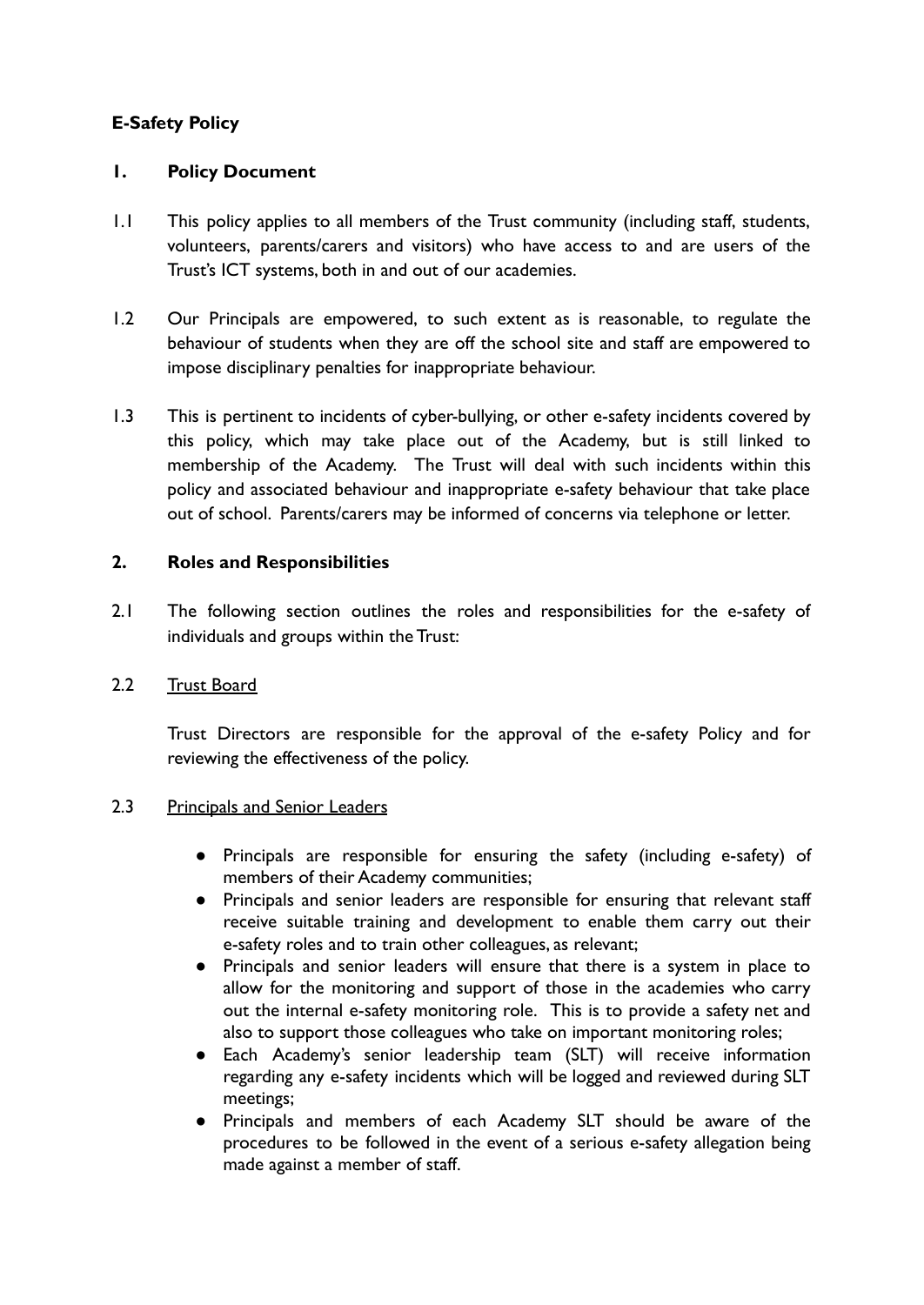**E-Safety Policy**

## 1. Policy Document

1.1 This policy applies to all members of the Trust community (including staff, students, volunteers, parents/carers and visitors) who have access to and are users of the Trust's ICT systems, both in and out of our academies.

1.2 Our Principals are empowered, to such extent as is reasonable, to regulate the behaviour of students when they are off the school site and staff are empowered to impose disciplinary penalties for inappropriate behaviour.

1.3 This is pertinent to incidents of cyber-bullying, or other e-safety incidents covered by this policy, which may take place out of the Academy, but is still linked to membership of the Academy. The Trust will deal with such incidents within this policy and associated behaviour and inappropriate e-safety behaviour that take place out of school. Parents/carers may be informed of concerns via telephone or letter.

## 2. Roles and Responsibilities

2.1 The following section outlines the roles and responsibilities for the e-safety of individuals and groups within the Trust:

2.2 <u>Trust Board</u>

Trust Directors are responsible for the approval of the e-safety Policy and for reviewing the effectiveness of the policy.

2.3 <u>Principals and Senior Leaders</u>

- Principals are responsible for ensuring the safety (including e-safety) of members of their Academy communities;
- Principals and senior leaders are responsible for ensuring that relevant staff receive suitable training and development to enable them carry out their e-safety roles and to train other colleagues, as relevant;
- Principals and senior leaders will ensure that there is a system in place to allow for the monitoring and support of those in the academies who carry out the internal e-safety monitoring role. This is to provide a safety net and also to support those colleagues who take on important monitoring roles;
- Each Academy's senior leadership team (SLT) will receive information regarding any e-safety incidents which will be logged and reviewed during SLT meetings;
- Principals and members of each Academy SLT should be aware of the procedures to be followed in the event of a serious e-safety allegation being made against a member of staff.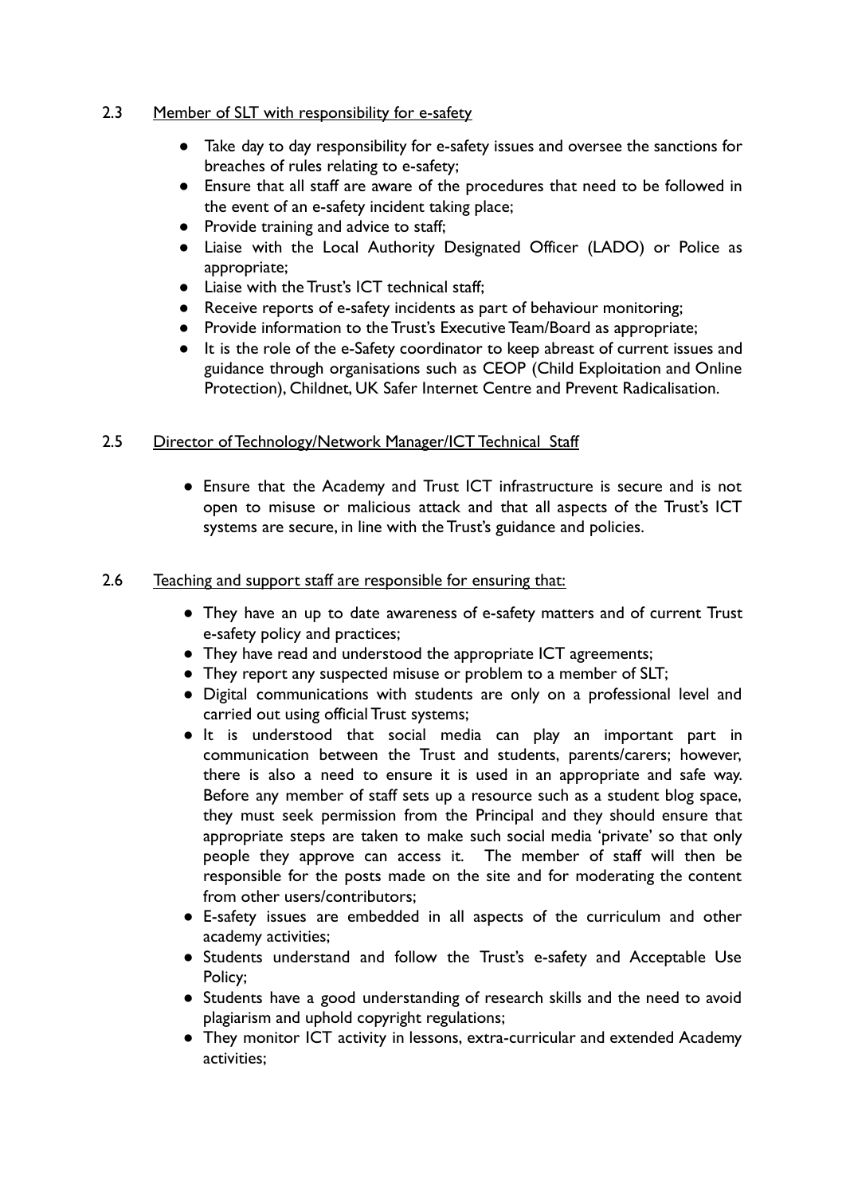### 2.3 Member of SLT with responsibility for e-safety

- Take day to day responsibility for e-safety issues and oversee the sanctions for breaches of rules relating to e-safety;
- Ensure that all staff are aware of the procedures that need to be followed in the event of an e-safety incident taking place;
- Provide training and advice to staff;
- Liaise with the Local Authority Designated Officer (LADO) or Police as appropriate;
- Liaise with the Trust's ICT technical staff;
- Receive reports of e-safety incidents as part of behaviour monitoring;
- Provide information to the Trust's Executive Team/Board as appropriate;
- It is the role of the e-Safety coordinator to keep abreast of current issues and guidance through organisations such as CEOP (Child Exploitation and Online Protection), Childnet, UK Safer Internet Centre and Prevent Radicalisation.

### 2.5 Director of Technology/Network Manager/ICT Technical Staff

- Ensure that the Academy and Trust ICT infrastructure is secure and is not open to misuse or malicious attack and that all aspects of the Trust's ICT systems are secure, in line with the Trust's guidance and policies.

### 2.6 Teaching and support staff are responsible for ensuring that:

- They have an up to date awareness of e-safety matters and of current Trust e-safety policy and practices;
- They have read and understood the appropriate ICT agreements;
- They report any suspected misuse or problem to a member of SLT;
- Digital communications with students are only on a professional level and carried out using official Trust systems;
- It is understood that social media can play an important part in communication between the Trust and students, parents/carers; however, there is also a need to ensure it is used in an appropriate and safe way. Before any member of staff sets up a resource such as a student blog space, they must seek permission from the Principal and they should ensure that appropriate steps are taken to make such social media 'private' so that only people they approve can access it. The member of staff will then be responsible for the posts made on the site and for moderating the content from other users/contributors;
- E-safety issues are embedded in all aspects of the curriculum and other academy activities;
- Students understand and follow the Trust's e-safety and Acceptable Use Policy;
- Students have a good understanding of research skills and the need to avoid plagiarism and uphold copyright regulations;
- They monitor ICT activity in lessons, extra-curricular and extended Academy activities;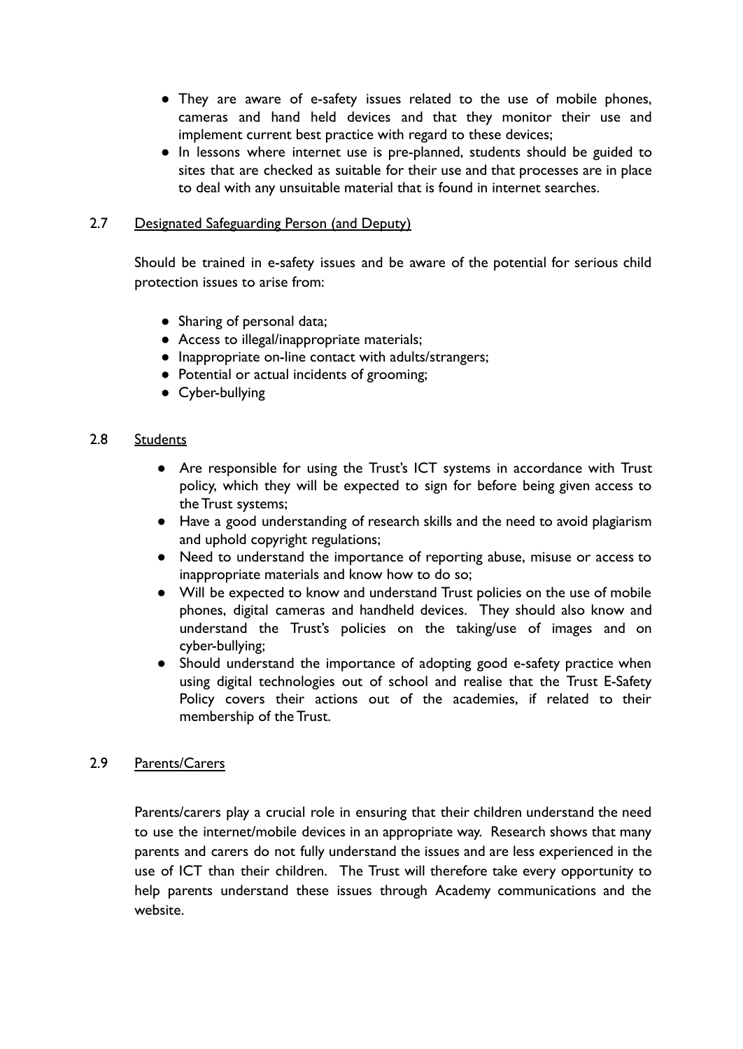- They are aware of e-safety issues related to the use of mobile phones, cameras and hand held devices and that they monitor their use and implement current best practice with regard to these devices;
- In lessons where internet use is pre-planned, students should be guided to sites that are checked as suitable for their use and that processes are in place to deal with any unsuitable material that is found in internet searches.

### 2.7 Designated Safeguarding Person (and Deputy)

Should be trained in e-safety issues and be aware of the potential for serious child protection issues to arise from:

- Sharing of personal data;
- Access to illegal/inappropriate materials;
- Inappropriate on-line contact with adults/strangers;
- Potential or actual incidents of grooming;
- Cyber-bullying

### 2.8 Students

- Are responsible for using the Trust's ICT systems in accordance with Trust policy, which they will be expected to sign for before being given access to the Trust systems;
- Have a good understanding of research skills and the need to avoid plagiarism and uphold copyright regulations;
- Need to understand the importance of reporting abuse, misuse or access to inappropriate materials and know how to do so;
- Will be expected to know and understand Trust policies on the use of mobile phones, digital cameras and handheld devices. They should also know and understand the Trust's policies on the taking/use of images and on cyber-bullying;
- Should understand the importance of adopting good e-safety practice when using digital technologies out of school and realise that the Trust E-Safety Policy covers their actions out of the academies, if related to their membership of the Trust.

### 2.9 Parents/Carers

Parents/carers play a crucial role in ensuring that their children understand the need to use the internet/mobile devices in an appropriate way. Research shows that many parents and carers do not fully understand the issues and are less experienced in the use of ICT than their children. The Trust will therefore take every opportunity to help parents understand these issues through Academy communications and the website.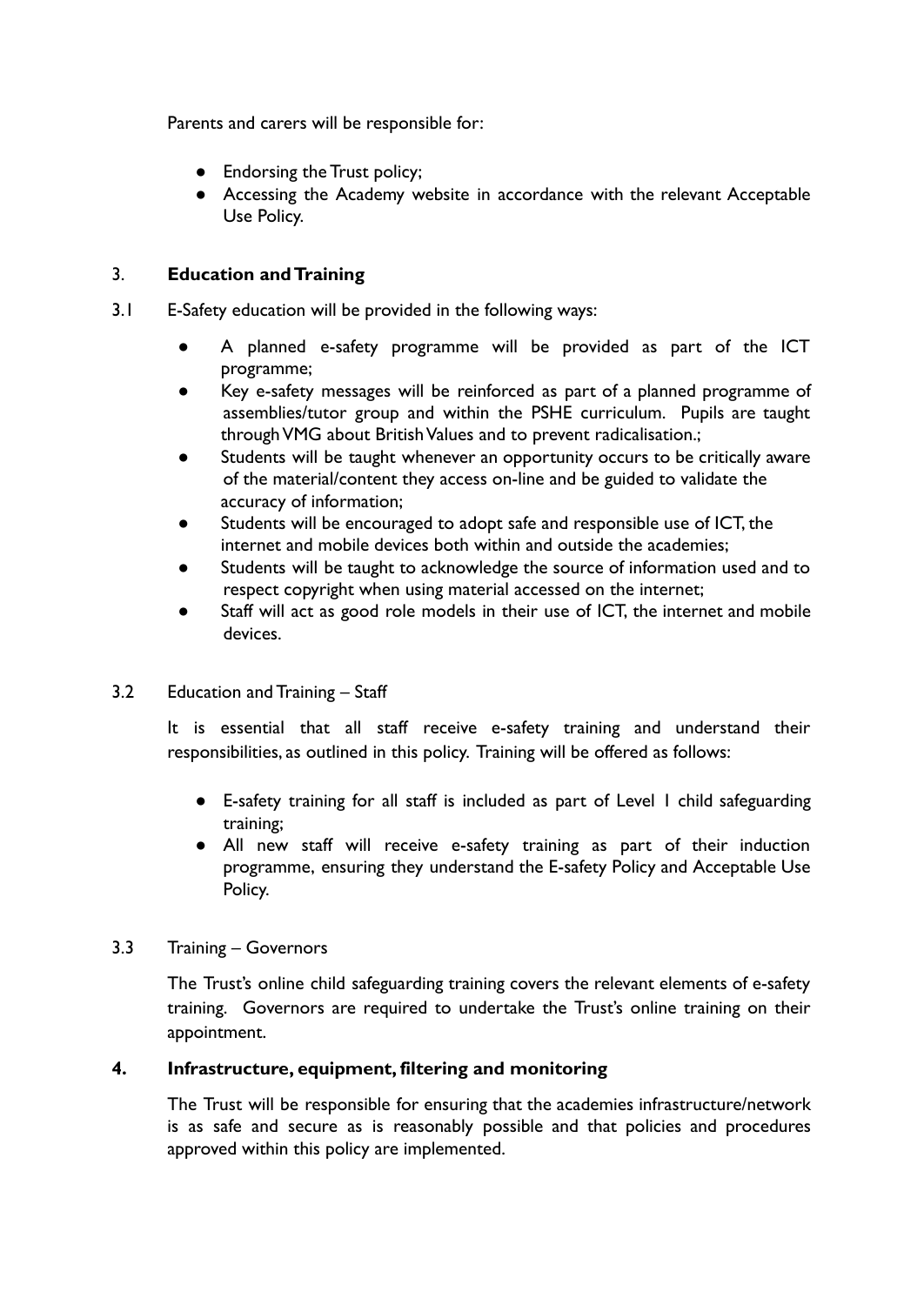Parents and carers will be responsible for:

- Endorsing the Trust policy;
- Accessing the Academy website in accordance with the relevant Acceptable Use Policy.

## 3. **Education and Training**

3.1 E-Safety education will be provided in the following ways:

- A planned e-safety programme will be provided as part of the ICT programme;
- Key e-safety messages will be reinforced as part of a planned programme of assemblies/tutor group and within the PSHE curriculum. Pupils are taught through VMG about British Values and to prevent radicalisation.;
- Students will be taught whenever an opportunity occurs to be critically aware of the material/content they access on-line and be guided to validate the accuracy of information;
- Students will be encouraged to adopt safe and responsible use of ICT, the internet and mobile devices both within and outside the academies;
- Students will be taught to acknowledge the source of information used and to respect copyright when using material accessed on the internet;
- Staff will act as good role models in their use of ICT, the internet and mobile devices.

3.2 Education and Training – Staff

It is essential that all staff receive e-safety training and understand their responsibilities, as outlined in this policy. Training will be offered as follows:

- E-safety training for all staff is included as part of Level 1 child safeguarding training;
- All new staff will receive e-safety training as part of their induction programme, ensuring they understand the E-safety Policy and Acceptable Use Policy.

3.3 Training – Governors

The Trust's online child safeguarding training covers the relevant elements of e-safety training. Governors are required to undertake the Trust's online training on their appointment.

## 4. **Infrastructure, equipment, filtering and monitoring**

The Trust will be responsible for ensuring that the academies infrastructure/network is as safe and secure as is reasonably possible and that policies and procedures approved within this policy are implemented.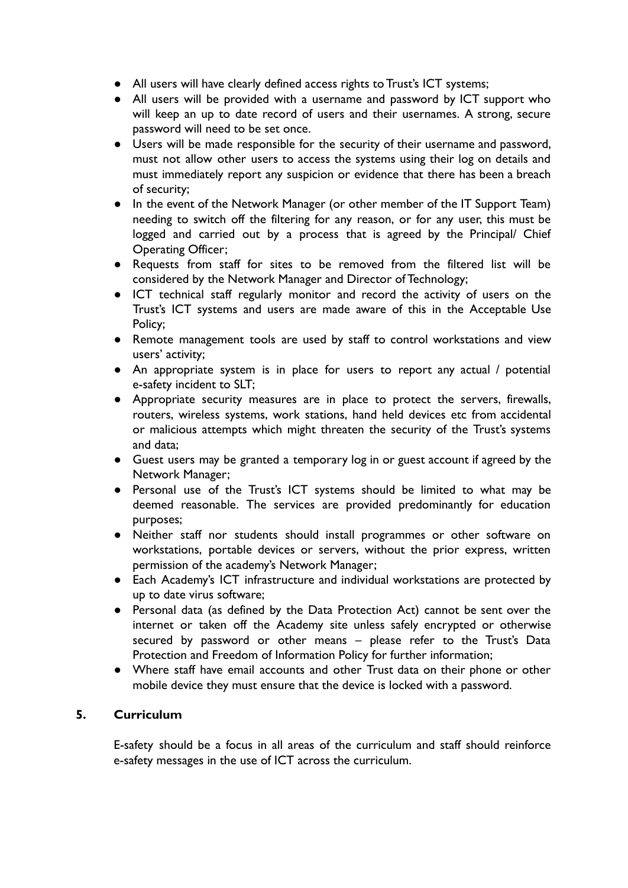- All users will have clearly defined access rights to Trust's ICT systems;
- All users will be provided with a username and password by ICT support who will keep an up to date record of users and their usernames. A strong, secure password will need to be set once.
- Users will be made responsible for the security of their username and password, must not allow other users to access the systems using their log on details and must immediately report any suspicion or evidence that there has been a breach of security;
- In the event of the Network Manager (or other member of the IT Support Team) needing to switch off the filtering for any reason, or for any user, this must be logged and carried out by a process that is agreed by the Principal/ Chief Operating Officer;
- Requests from staff for sites to be removed from the filtered list will be considered by the Network Manager and Director of Technology;
- ICT technical staff regularly monitor and record the activity of users on the Trust's ICT systems and users are made aware of this in the Acceptable Use Policy;
- Remote management tools are used by staff to control workstations and view users' activity;
- An appropriate system is in place for users to report any actual / potential e-safety incident to SLT;
- Appropriate security measures are in place to protect the servers, firewalls, routers, wireless systems, work stations, hand held devices etc from accidental or malicious attempts which might threaten the security of the Trust's systems and data;
- Guest users may be granted a temporary log in or guest account if agreed by the Network Manager;
- Personal use of the Trust's ICT systems should be limited to what may be deemed reasonable. The services are provided predominantly for education purposes;
- Neither staff nor students should install programmes or other software on workstations, portable devices or servers, without the prior express, written permission of the academy's Network Manager;
- Each Academy's ICT infrastructure and individual workstations are protected by up to date virus software;
- Personal data (as defined by the Data Protection Act) cannot be sent over the internet or taken off the Academy site unless safely encrypted or otherwise secured by password or other means – please refer to the Trust's Data Protection and Freedom of Information Policy for further information;
- Where staff have email accounts and other Trust data on their phone or other mobile device they must ensure that the device is locked with a password.

## 5. Curriculum

E-safety should be a focus in all areas of the curriculum and staff should reinforce e-safety messages in the use of ICT across the curriculum.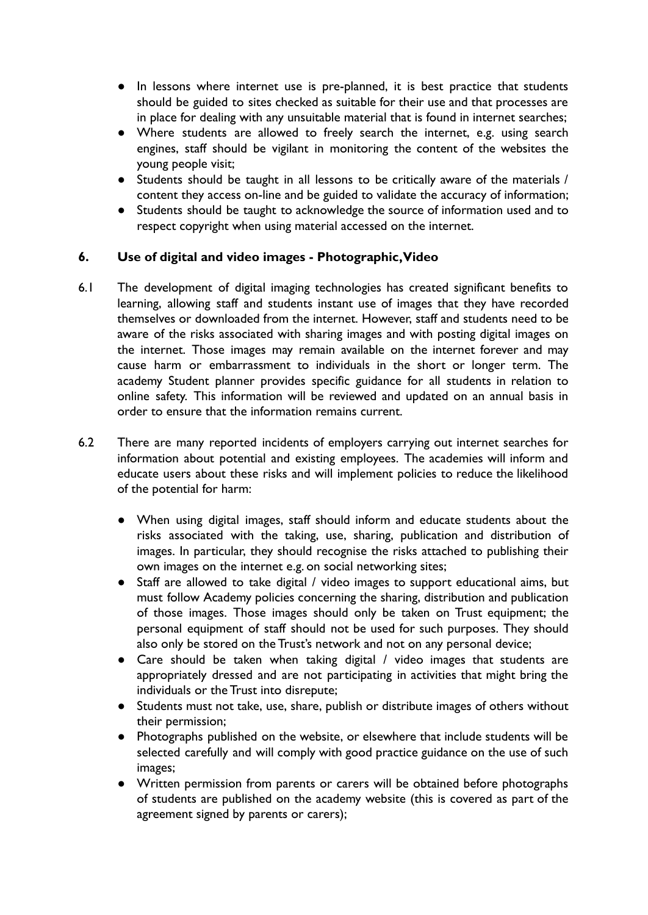- In lessons where internet use is pre-planned, it is best practice that students should be guided to sites checked as suitable for their use and that processes are in place for dealing with any unsuitable material that is found in internet searches;
- Where students are allowed to freely search the internet, e.g. using search engines, staff should be vigilant in monitoring the content of the websites the young people visit;
- Students should be taught in all lessons to be critically aware of the materials / content they access on-line and be guided to validate the accuracy of information;
- Students should be taught to acknowledge the source of information used and to respect copyright when using material accessed on the internet.

## 6. Use of digital and video images - Photographic, Video

6.1 The development of digital imaging technologies has created significant benefits to learning, allowing staff and students instant use of images that they have recorded themselves or downloaded from the internet. However, staff and students need to be aware of the risks associated with sharing images and with posting digital images on the internet. Those images may remain available on the internet forever and may cause harm or embarrassment to individuals in the short or longer term. The academy Student planner provides specific guidance for all students in relation to online safety. This information will be reviewed and updated on an annual basis in order to ensure that the information remains current.

6.2 There are many reported incidents of employers carrying out internet searches for information about potential and existing employees. The academies will inform and educate users about these risks and will implement policies to reduce the likelihood of the potential for harm:

- When using digital images, staff should inform and educate students about the risks associated with the taking, use, sharing, publication and distribution of images. In particular, they should recognise the risks attached to publishing their own images on the internet e.g. on social networking sites;
- Staff are allowed to take digital / video images to support educational aims, but must follow Academy policies concerning the sharing, distribution and publication of those images. Those images should only be taken on Trust equipment; the personal equipment of staff should not be used for such purposes. They should also only be stored on the Trust's network and not on any personal device;
- Care should be taken when taking digital / video images that students are appropriately dressed and are not participating in activities that might bring the individuals or the Trust into disrepute;
- Students must not take, use, share, publish or distribute images of others without their permission;
- Photographs published on the website, or elsewhere that include students will be selected carefully and will comply with good practice guidance on the use of such images;
- Written permission from parents or carers will be obtained before photographs of students are published on the academy website (this is covered as part of the agreement signed by parents or carers);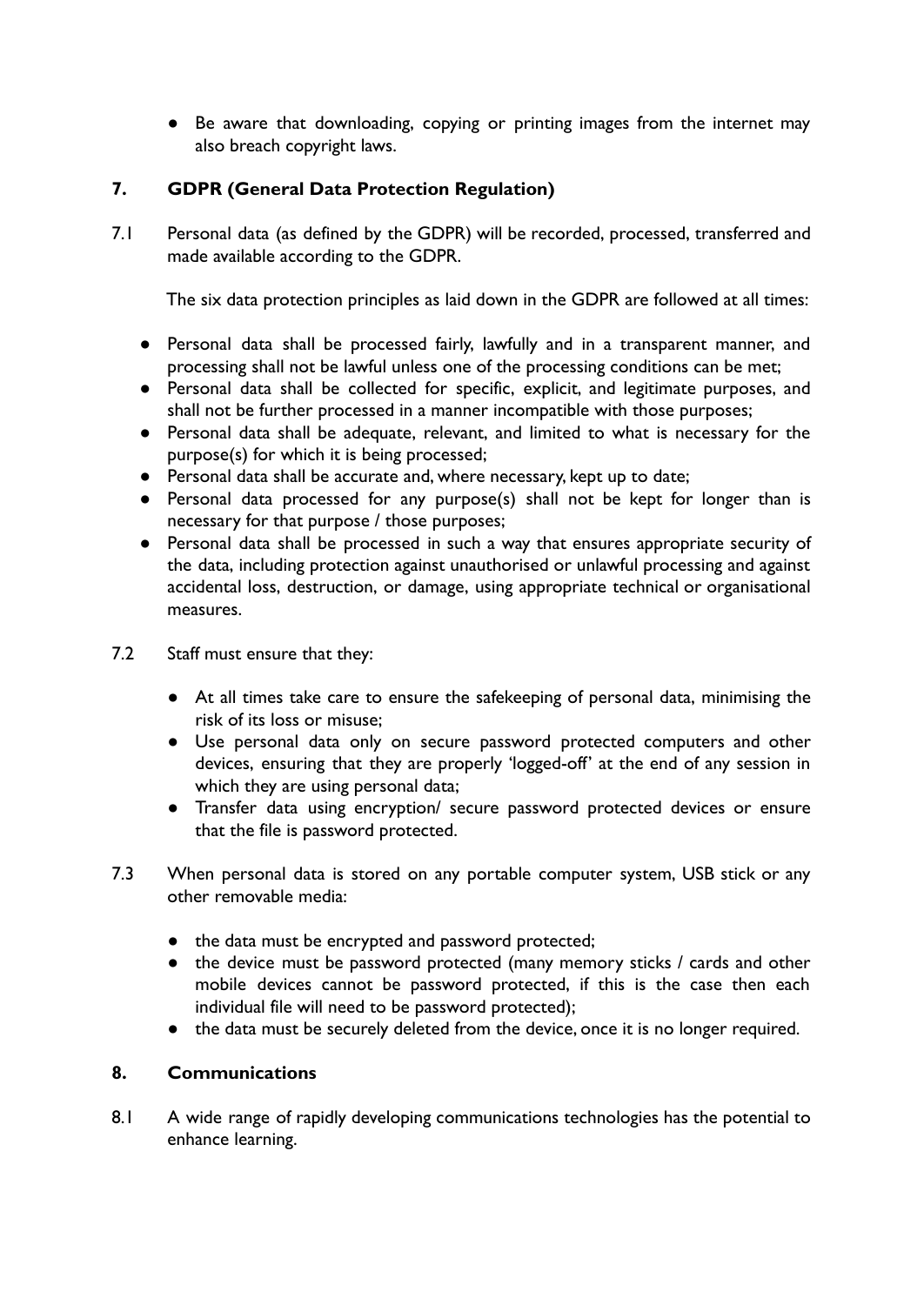- Be aware that downloading, copying or printing images from the internet may also breach copyright laws.

## 7. GDPR (General Data Protection Regulation)

7.1 Personal data (as defined by the GDPR) will be recorded, processed, transferred and made available according to the GDPR.

The six data protection principles as laid down in the GDPR are followed at all times:

- Personal data shall be processed fairly, lawfully and in a transparent manner, and processing shall not be lawful unless one of the processing conditions can be met;
- Personal data shall be collected for specific, explicit, and legitimate purposes, and shall not be further processed in a manner incompatible with those purposes;
- Personal data shall be adequate, relevant, and limited to what is necessary for the purpose(s) for which it is being processed;
- Personal data shall be accurate and, where necessary, kept up to date;
- Personal data processed for any purpose(s) shall not be kept for longer than is necessary for that purpose / those purposes;
- Personal data shall be processed in such a way that ensures appropriate security of the data, including protection against unauthorised or unlawful processing and against accidental loss, destruction, or damage, using appropriate technical or organisational measures.

7.2 Staff must ensure that they:

- At all times take care to ensure the safekeeping of personal data, minimising the risk of its loss or misuse;
- Use personal data only on secure password protected computers and other devices, ensuring that they are properly 'logged-off' at the end of any session in which they are using personal data;
- Transfer data using encryption/ secure password protected devices or ensure that the file is password protected.

7.3 When personal data is stored on any portable computer system, USB stick or any other removable media:

- the data must be encrypted and password protected;
- the device must be password protected (many memory sticks / cards and other mobile devices cannot be password protected, if this is the case then each individual file will need to be password protected);
- the data must be securely deleted from the device, once it is no longer required.

## 8. Communications

8.1 A wide range of rapidly developing communications technologies has the potential to enhance learning.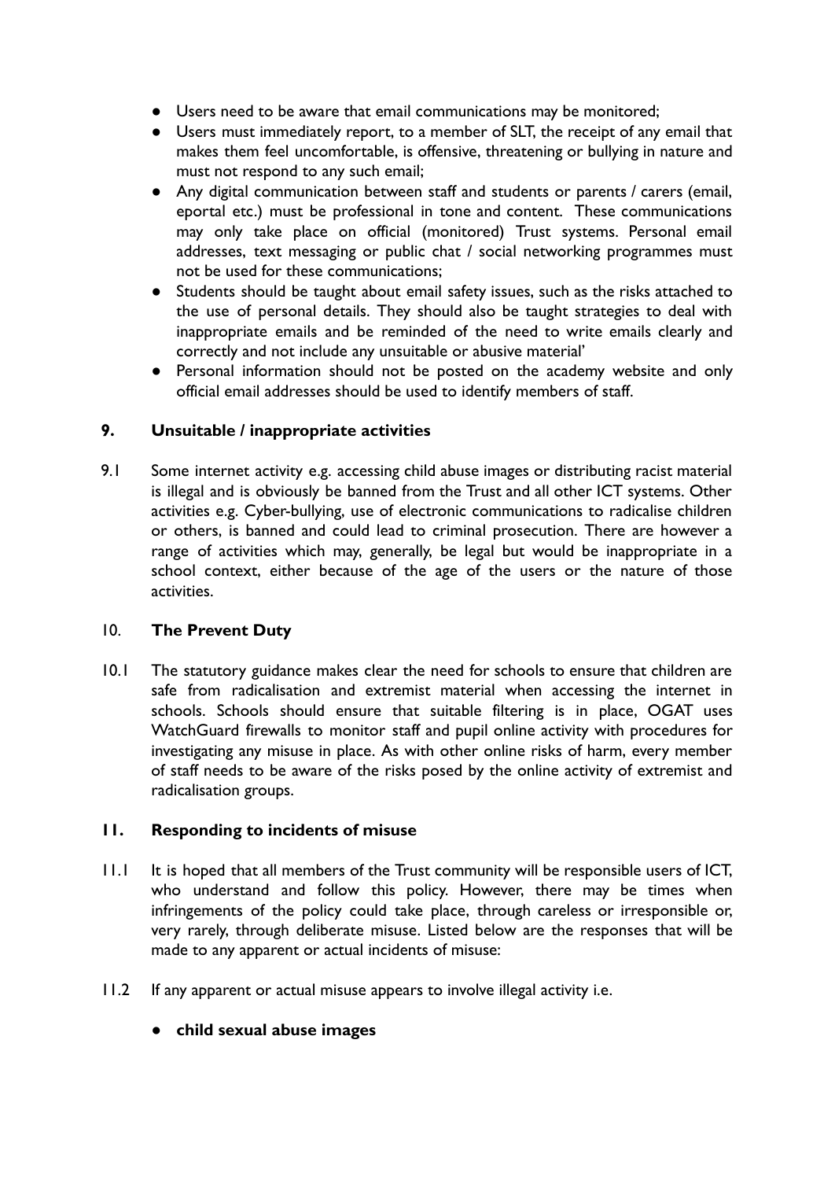- Users need to be aware that email communications may be monitored;
- Users must immediately report, to a member of SLT, the receipt of any email that makes them feel uncomfortable, is offensive, threatening or bullying in nature and must not respond to any such email;
- Any digital communication between staff and students or parents / carers (email, eportal etc.) must be professional in tone and content. These communications may only take place on official (monitored) Trust systems. Personal email addresses, text messaging or public chat / social networking programmes must not be used for these communications;
- Students should be taught about email safety issues, such as the risks attached to the use of personal details. They should also be taught strategies to deal with inappropriate emails and be reminded of the need to write emails clearly and correctly and not include any unsuitable or abusive material'
- Personal information should not be posted on the academy website and only official email addresses should be used to identify members of staff.

## 9. Unsuitable / inappropriate activities

9.1 Some internet activity e.g. accessing child abuse images or distributing racist material is illegal and is obviously be banned from the Trust and all other ICT systems. Other activities e.g. Cyber-bullying, use of electronic communications to radicalise children or others, is banned and could lead to criminal prosecution. There are however a range of activities which may, generally, be legal but would be inappropriate in a school context, either because of the age of the users or the nature of those activities.

## 10. The Prevent Duty

10.1 The statutory guidance makes clear the need for schools to ensure that children are safe from radicalisation and extremist material when accessing the internet in schools. Schools should ensure that suitable filtering is in place, OGAT uses WatchGuard firewalls to monitor staff and pupil online activity with procedures for investigating any misuse in place. As with other online risks of harm, every member of staff needs to be aware of the risks posed by the online activity of extremist and radicalisation groups.

## 11. Responding to incidents of misuse

11.1 It is hoped that all members of the Trust community will be responsible users of ICT, who understand and follow this policy. However, there may be times when infringements of the policy could take place, through careless or irresponsible or, very rarely, through deliberate misuse. Listed below are the responses that will be made to any apparent or actual incidents of misuse:

11.2 If any apparent or actual misuse appears to involve illegal activity i.e.

- **child sexual abuse images**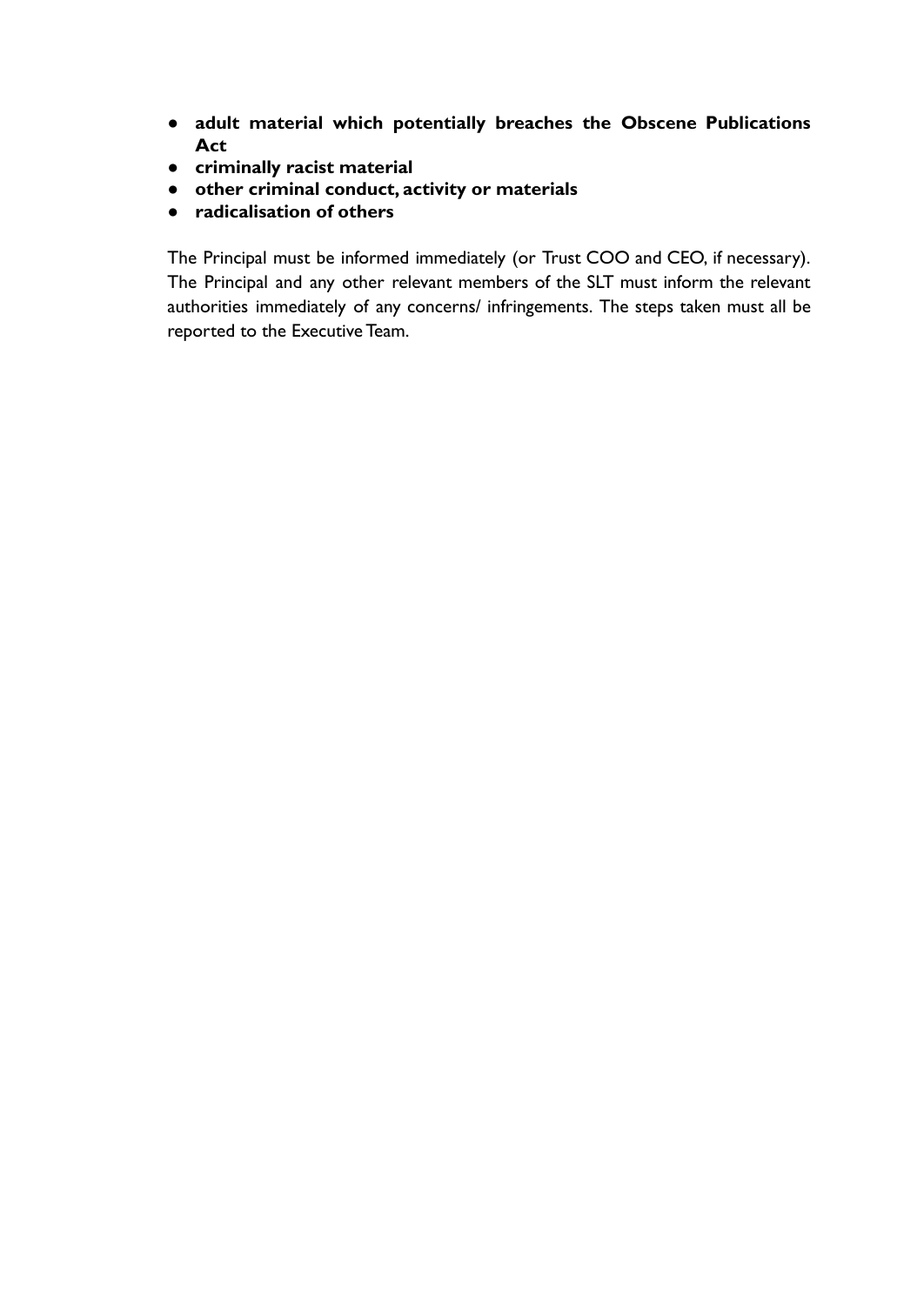- **adult material which potentially breaches the Obscene Publications Act**
- **criminally racist material**
- **other criminal conduct, activity or materials**
- **radicalisation of others**

The Principal must be informed immediately (or Trust COO and CEO, if necessary). The Principal and any other relevant members of the SLT must inform the relevant authorities immediately of any concerns/ infringements. The steps taken must all be reported to the Executive Team.